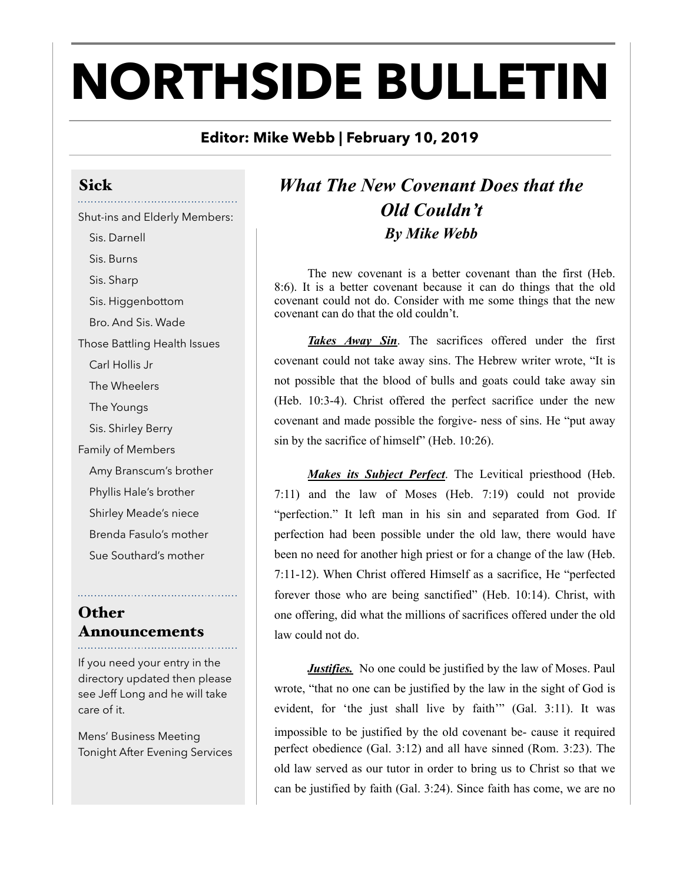# NORTHSIDE BULLETIN

**Editor: Mike Webb | February 10, 2019**

## Sick

Shut-ins and Elderly Members:

- Sis. Darnell
- Sis. Burns
- Sis. Sharp
- Sis. Higgenbottom
- Bro. And Sis. Wade

Those Battling Health Issues

- Carl Hollis Jr
- The Wheelers
- The Youngs
- Sis. Shirley Berry

Family of Members

- Amy Branscum's brother
- Phyllis Hale's brother
- Shirley Meade's niece
- Brenda Fasulo's mother
- Sue Southard's mother

## Other Announcements

If you need your entry in the directory updated then please see Jeff Long and he will take care of it.

Mens' Business Meeting Tonight After Evening Services

## *What The New Covenant Does that the Old Couldn't*

***By Mike Webb***

The new covenant is a better covenant than the first (Heb. 8:6). It is a better covenant because it can do things that the old covenant could not do. Consider with me some things that the new covenant can do that the old couldn't.

***Takes Away Sin***. The sacrifices offered under the first covenant could not take away sins. The Hebrew writer wrote, "It is not possible that the blood of bulls and goats could take away sin (Heb. 10:3-4). Christ offered the perfect sacrifice under the new covenant and made possible the forgive- ness of sins. He "put away sin by the sacrifice of himself" (Heb. 10:26).

***Makes its Subject Perfect***. The Levitical priesthood (Heb. 7:11) and the law of Moses (Heb. 7:19) could not provide "perfection." It left man in his sin and separated from God. If perfection had been possible under the old law, there would have been no need for another high priest or for a change of the law (Heb. 7:11-12). When Christ offered Himself as a sacrifice, He "perfected forever those who are being sanctified" (Heb. 10:14). Christ, with one offering, did what the millions of sacrifices offered under the old law could not do.

***Justifies.*** No one could be justified by the law of Moses. Paul wrote, "that no one can be justified by the law in the sight of God is evident, for 'the just shall live by faith'" (Gal. 3:11). It was impossible to be justified by the old covenant be- cause it required perfect obedience (Gal. 3:12) and all have sinned (Rom. 3:23). The old law served as our tutor in order to bring us to Christ so that we can be justified by faith (Gal. 3:24). Since faith has come, we are no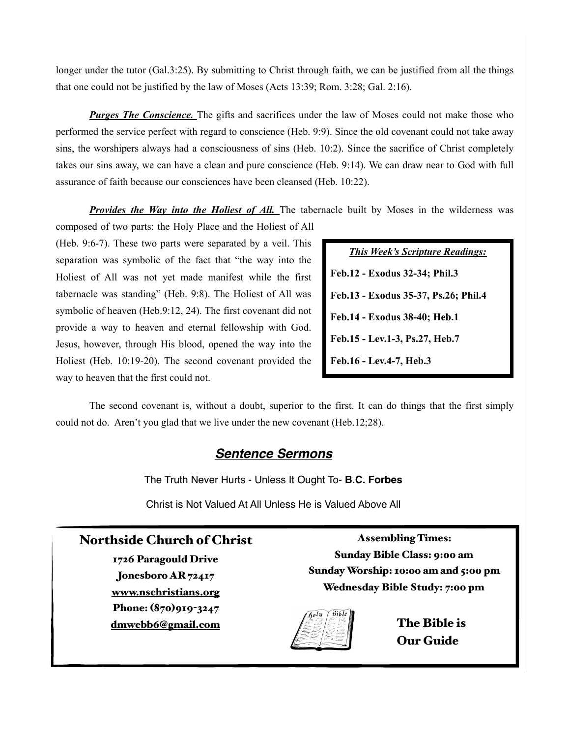longer under the tutor (Gal.3:25). By submitting to Christ through faith, we can be justified from all the things that one could not be justified by the law of Moses (Acts 13:39; Rom. 3:28; Gal. 2:16).

***Purges The Conscience.*** The gifts and sacrifices under the law of Moses could not make those who performed the service perfect with regard to conscience (Heb. 9:9). Since the old covenant could not take away sins, the worshipers always had a consciousness of sins (Heb. 10:2). Since the sacrifice of Christ completely takes our sins away, we can have a clean and pure conscience (Heb. 9:14). We can draw near to God with full assurance of faith because our consciences have been cleansed (Heb. 10:22).

***Provides the Way into the Holiest of All.*** The tabernacle built by Moses in the wilderness was composed of two parts: the Holy Place and the Holiest of All (Heb. 9:6-7). These two parts were separated by a veil. This separation was symbolic of the fact that "the way into the Holiest of All was not yet made manifest while the first tabernacle was standing" (Heb. 9:8). The Holiest of All was symbolic of heaven (Heb.9:12, 24). The first covenant did not provide a way to heaven and eternal fellowship with God. Jesus, however, through His blood, opened the way into the Holiest (Heb. 10:19-20). The second covenant provided the way to heaven that the first could not.

The second covenant is, without a doubt, superior to the first. It can do things that the first simply could not do. Aren't you glad that we live under the new covenant (Heb.12;28).

***This Week's Scripture Readings:***

**Feb.12 - Exodus 32-34; Phil.3**

**Feb.13 - Exodus 35-37, Ps.26; Phil.4**

**Feb.14 - Exodus 38-40; Heb.1**

**Feb.15 - Lev.1-3, Ps.27, Heb.7**

**Feb.16 - Lev.4-7, Heb.3**

## ***Sentence Sermons***

The Truth Never Hurts - Unless It Ought To- **B.C. Forbes**

Christ is Not Valued At All Unless He is Valued Above All

**Northside Church of Christ**

**1726 Paragould Drive**

**Jonesboro AR 72417**

**www.nschristians.org**

**Phone: (870)919-3247**

**dmwebb6@gmail.com**

**Assembling Times:**

**Sunday Bible Class: 9:00 am**

**Sunday Worship: 10:00 am and 5:00 pm**

**Wednesday Bible Study: 7:00 pm**

**The Bible is Our Guide**